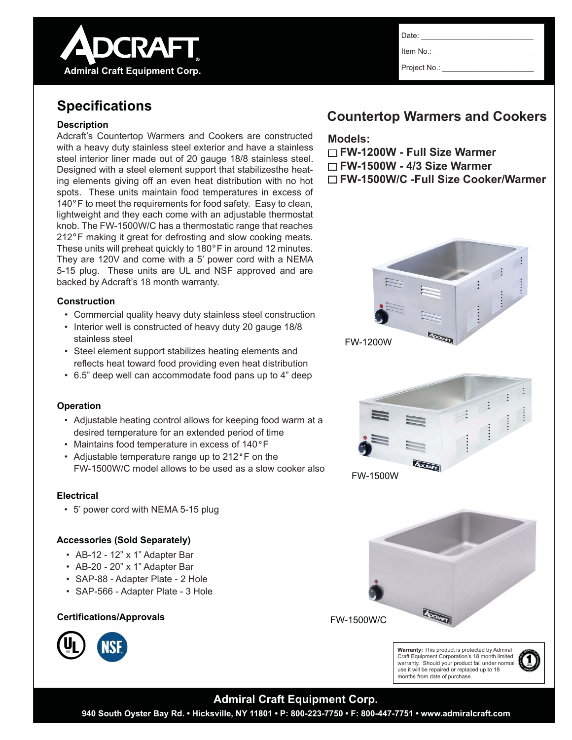# ADCRAFT

**Admiral Craft Equipment Corp.**

Date: ______________________

Item No.: ______________________

Project No.: ______________________

## Specifications

### Description

Adcraft's Countertop Warmers and Cookers are constructed with a heavy duty stainless steel exterior and have a stainless steel interior liner made out of 20 gauge 18/8 stainless steel. Designed with a steel element support that stabilizesthe heating elements giving off an even heat distribution with no hot spots. These units maintain food temperatures in excess of 140°F to meet the requirements for food safety. Easy to clean, lightweight and they each come with an adjustable thermostat knob. The FW-1500W/C has a thermostatic range that reaches 212°F making it great for defrosting and slow cooking meats. These units will preheat quickly to 180°F in around 12 minutes. They are 120V and come with a 5' power cord with a NEMA 5-15 plug. These units are UL and NSF approved and are backed by Adcraft's 18 month warranty.

### Construction

- Commercial quality heavy duty stainless steel construction
- Interior well is constructed of heavy duty 20 gauge 18/8 stainless steel
- Steel element support stabilizes heating elements and reflects heat toward food providing even heat distribution
- 6.5" deep well can accommodate food pans up to 4" deep

### Operation

- Adjustable heating control allows for keeping food warm at a desired temperature for an extended period of time
- Maintains food temperature in excess of 140°F
- Adjustable temperature range up to 212°F on the FW-1500W/C model allows to be used as a slow cooker also

### Electrical

- 5' power cord with NEMA 5-15 plug

### Accessories (Sold Separately)

- AB-12 - 12" x 1" Adapter Bar
- AB-20 - 20" x 1" Adapter Bar
- SAP-88 - Adapter Plate - 2 Hole
- SAP-566 - Adapter Plate - 3 Hole

### Certifications/Approvals

UL NSF

## Countertop Warmers and Cookers

**Models:**

- ☐ **FW-1200W - Full Size Warmer**
- ☐ **FW-1500W - 4/3 Size Warmer**
- ☐ **FW-1500W/C -Full Size Cooker/Warmer**

FW-1200W

FW-1500W

FW-1500W/C

**Warranty:** This product is protected by Admiral Craft Equipment Corporation's 18 month limited warranty. Should your product fail under normal use it will be repaired or replaced up to 18 months from date of purchase.

**Admiral Craft Equipment Corp.**

**940 South Oyster Bay Rd. • Hicksville, NY 11801 • P: 800-223-7750 • F: 800-447-7751 • www.admiralcraft.com**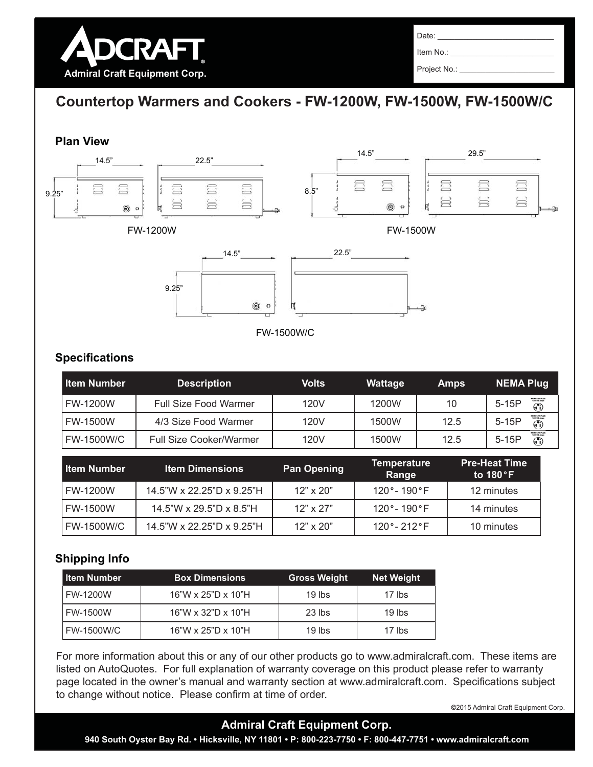ADCRAFT®
Admiral Craft Equipment Corp.

Date: ______________________

Item No.: ______________________

Project No.: ______________________

# Countertop Warmers and Cookers - FW-1200W, FW-1500W, FW-1500W/C

## Plan View

14.5”
22.5”
9.25”
FW-1200W

14.5”
29.5”
8.5”
FW-1500W

14.5”
22.5”
9.25”
FW-1500W/C

## Specifications

| Item Number | Description | Volts | Wattage | Amps | NEMA Plug |
|---|---|---|---|---|---|
| FW-1200W | Full Size Food Warmer | 120V | 1200W | 10 | 5-15P |
| FW-1500W | 4/3 Size Food Warmer | 120V | 1500W | 12.5 | 5-15P |
| FW-1500W/C | Full Size Cooker/Warmer | 120V | 1500W | 12.5 | 5-15P |

| Item Number | Item Dimensions | Pan Opening | Temperature Range | Pre-Heat Time to 180°F |
|---|---|---|---|---|
| FW-1200W | 14.5”W x 22.25”D x 9.25”H | 12” x 20” | 120°- 190°F | 12 minutes |
| FW-1500W | 14.5”W x 29.5”D x 8.5”H | 12” x 27” | 120°- 190°F | 14 minutes |
| FW-1500W/C | 14.5”W x 22.25”D x 9.25”H | 12” x 20” | 120°- 212°F | 10 minutes |

## Shipping Info

| Item Number | Box Dimensions | Gross Weight | Net Weight |
|---|---|---|---|
| FW-1200W | 16”W x 25”D x 10”H | 19 lbs | 17 lbs |
| FW-1500W | 16”W x 32”D x 10”H | 23 lbs | 19 lbs |
| FW-1500W/C | 16”W x 25”D x 10”H | 19 lbs | 17 lbs |

For more information about this or any of our other products go to www.admiralcraft.com. These items are listed on AutoQuotes. For full explanation of warranty coverage on this product please refer to warranty page located in the owner’s manual and warranty section at www.admiralcraft.com. Specifications subject to change without notice. Please confirm at time of order.

©2015 Admiral Craft Equipment Corp.

**Admiral Craft Equipment Corp.**

940 South Oyster Bay Rd. • Hicksville, NY 11801 • P: 800-223-7750 • F: 800-447-7751 • www.admiralcraft.com